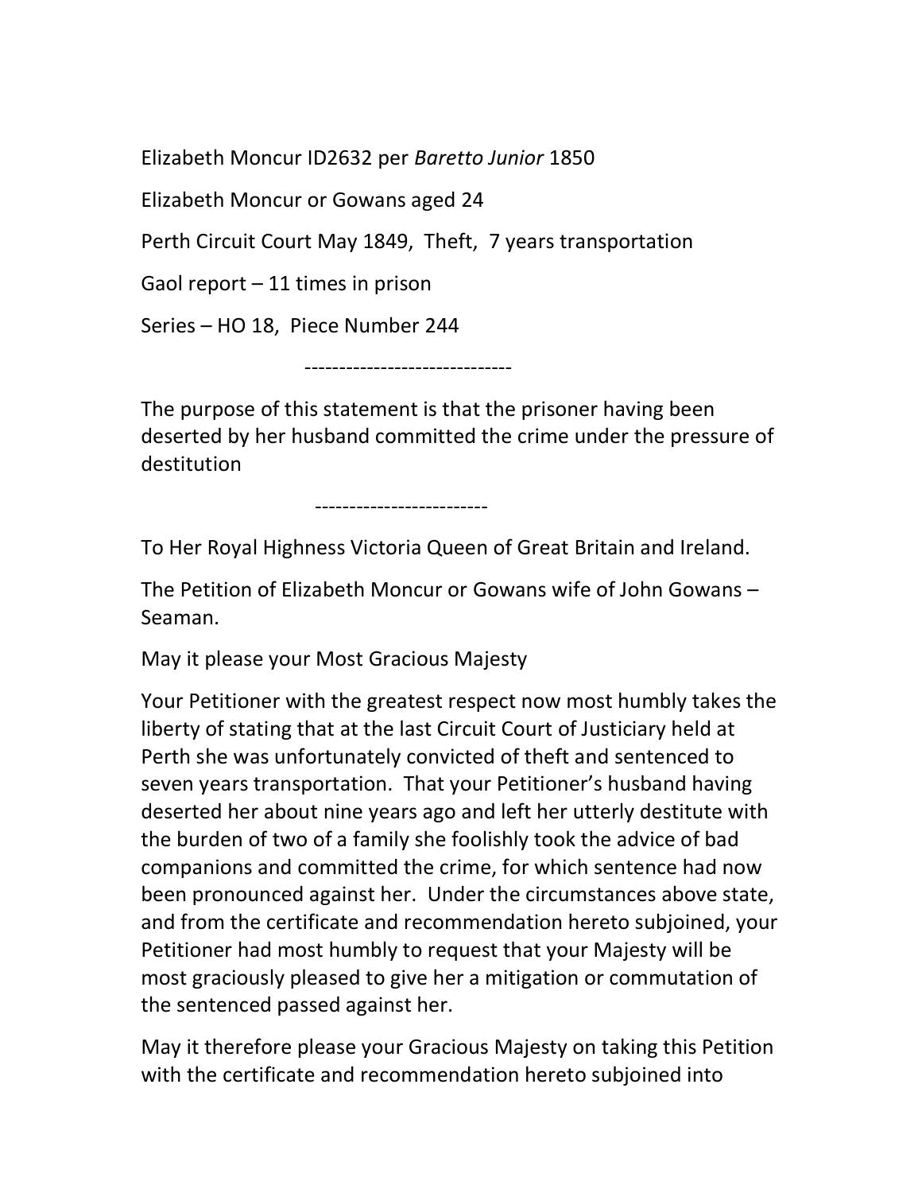Elizabeth Moncur ID2632 per *Baretto Junior* 1850

Elizabeth Moncur or Gowans aged 24

Perth Circuit Court May 1849, Theft, 7 years transportation

Gaol report – 11 times in prison

Series – HO 18, Piece Number 244

------------------------------

The purpose of this statement is that the prisoner having been deserted by her husband committed the crime under the pressure of destitution

-------------------------

To Her Royal Highness Victoria Queen of Great Britain and Ireland.

The Petition of Elizabeth Moncur or Gowans wife of John Gowans – Seaman.

May it please your Most Gracious Majesty

Your Petitioner with the greatest respect now most humbly takes the liberty of stating that at the last Circuit Court of Justiciary held at Perth she was unfortunately convicted of theft and sentenced to seven years transportation. That your Petitioner's husband having deserted her about nine years ago and left her utterly destitute with the burden of two of a family she foolishly took the advice of bad companions and committed the crime, for which sentence had now been pronounced against her. Under the circumstances above state, and from the certificate and recommendation hereto subjoined, your Petitioner had most humbly to request that your Majesty will be most graciously pleased to give her a mitigation or commutation of the sentenced passed against her.

May it therefore please your Gracious Majesty on taking this Petition with the certificate and recommendation hereto subjoined into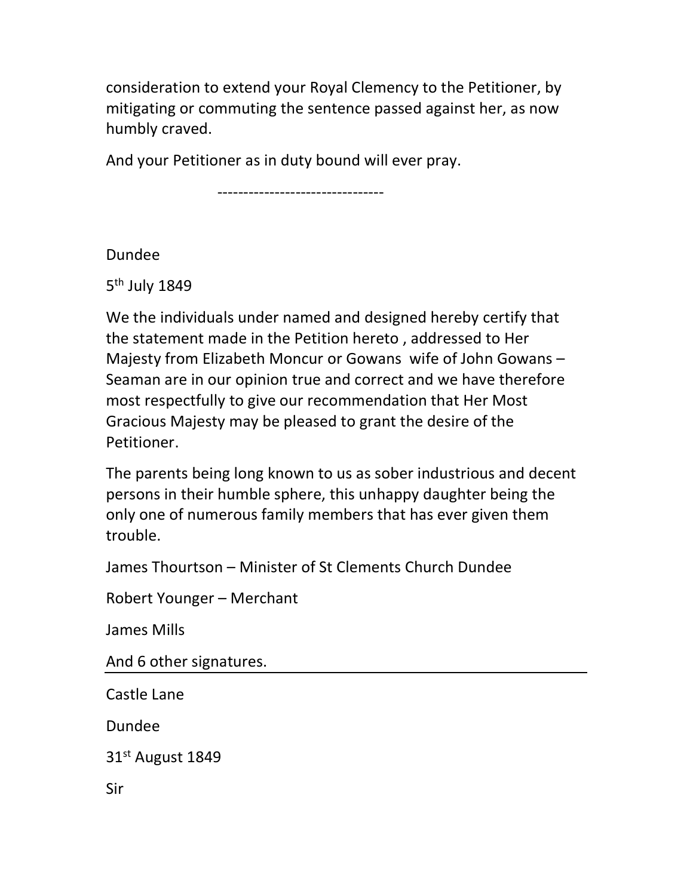consideration to extend your Royal Clemency to the Petitioner, by mitigating or commuting the sentence passed against her, as now humbly craved.

And your Petitioner as in duty bound will ever pray.

--------------------------------

Dundee

5th July 1849

We the individuals under named and designed hereby certify that the statement made in the Petition hereto , addressed to Her Majesty from Elizabeth Moncur or Gowans wife of John Gowans – Seaman are in our opinion true and correct and we have therefore most respectfully to give our recommendation that Her Most Gracious Majesty may be pleased to grant the desire of the Petitioner.

The parents being long known to us as sober industrious and decent persons in their humble sphere, this unhappy daughter being the only one of numerous family members that has ever given them trouble.

James Thourtson – Minister of St Clements Church Dundee

Robert Younger – Merchant

James Mills

And 6 other signatures.

---

Castle Lane

Dundee

31st August 1849

Sir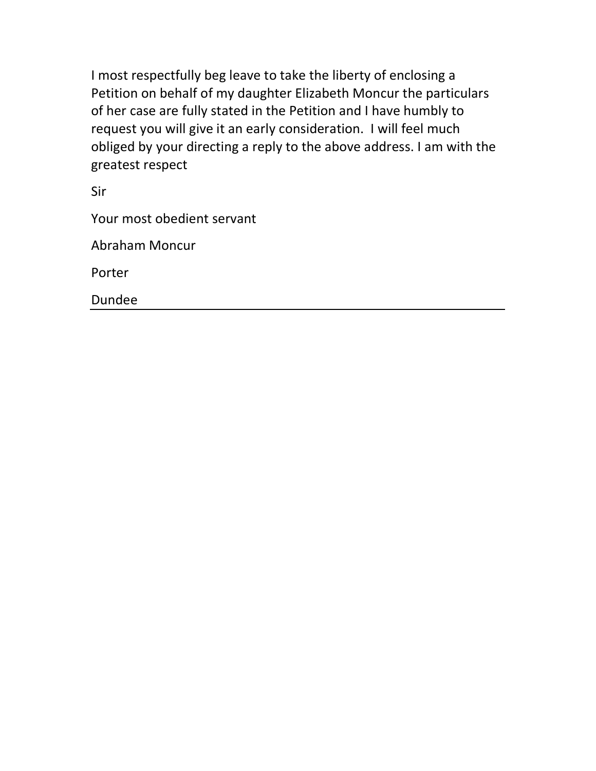I most respectfully beg leave to take the liberty of enclosing a Petition on behalf of my daughter Elizabeth Moncur the particulars of her case are fully stated in the Petition and I have humbly to request you will give it an early consideration.  I will feel much obliged by your directing a reply to the above address. I am with the greatest respect

Sir

Your most obedient servant

Abraham Moncur

Porter

Dundee

---